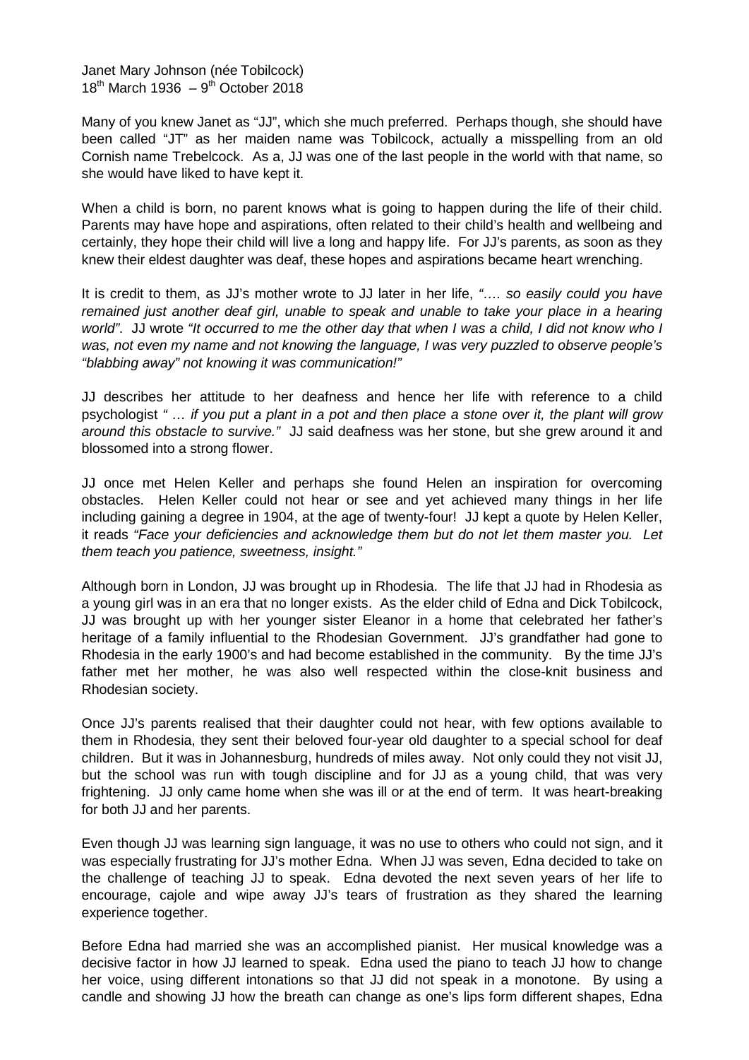Janet Mary Johnson (née Tobilcock)
18th March 1936 – 9th October 2018

Many of you knew Janet as "JJ", which she much preferred. Perhaps though, she should have been called "JT" as her maiden name was Tobilcock, actually a misspelling from an old Cornish name Trebelcock. As a, JJ was one of the last people in the world with that name, so she would have liked to have kept it.

When a child is born, no parent knows what is going to happen during the life of their child. Parents may have hope and aspirations, often related to their child's health and wellbeing and certainly, they hope their child will live a long and happy life. For JJ's parents, as soon as they knew their eldest daughter was deaf, these hopes and aspirations became heart wrenching.

It is credit to them, as JJ's mother wrote to JJ later in her life, *"…. so easily could you have remained just another deaf girl, unable to speak and unable to take your place in a hearing world"*. JJ wrote *"It occurred to me the other day that when I was a child, I did not know who I was, not even my name and not knowing the language, I was very puzzled to observe people's "blabbing away" not knowing it was communication!"*

JJ describes her attitude to her deafness and hence her life with reference to a child psychologist *" … if you put a plant in a pot and then place a stone over it, the plant will grow around this obstacle to survive."* JJ said deafness was her stone, but she grew around it and blossomed into a strong flower.

JJ once met Helen Keller and perhaps she found Helen an inspiration for overcoming obstacles. Helen Keller could not hear or see and yet achieved many things in her life including gaining a degree in 1904, at the age of twenty-four! JJ kept a quote by Helen Keller, it reads *"Face your deficiencies and acknowledge them but do not let them master you. Let them teach you patience, sweetness, insight."*

Although born in London, JJ was brought up in Rhodesia. The life that JJ had in Rhodesia as a young girl was in an era that no longer exists. As the elder child of Edna and Dick Tobilcock, JJ was brought up with her younger sister Eleanor in a home that celebrated her father's heritage of a family influential to the Rhodesian Government. JJ's grandfather had gone to Rhodesia in the early 1900's and had become established in the community. By the time JJ's father met her mother, he was also well respected within the close-knit business and Rhodesian society.

Once JJ's parents realised that their daughter could not hear, with few options available to them in Rhodesia, they sent their beloved four-year old daughter to a special school for deaf children. But it was in Johannesburg, hundreds of miles away. Not only could they not visit JJ, but the school was run with tough discipline and for JJ as a young child, that was very frightening. JJ only came home when she was ill or at the end of term. It was heart-breaking for both JJ and her parents.

Even though JJ was learning sign language, it was no use to others who could not sign, and it was especially frustrating for JJ's mother Edna. When JJ was seven, Edna decided to take on the challenge of teaching JJ to speak. Edna devoted the next seven years of her life to encourage, cajole and wipe away JJ's tears of frustration as they shared the learning experience together.

Before Edna had married she was an accomplished pianist. Her musical knowledge was a decisive factor in how JJ learned to speak. Edna used the piano to teach JJ how to change her voice, using different intonations so that JJ did not speak in a monotone. By using a candle and showing JJ how the breath can change as one's lips form different shapes, Edna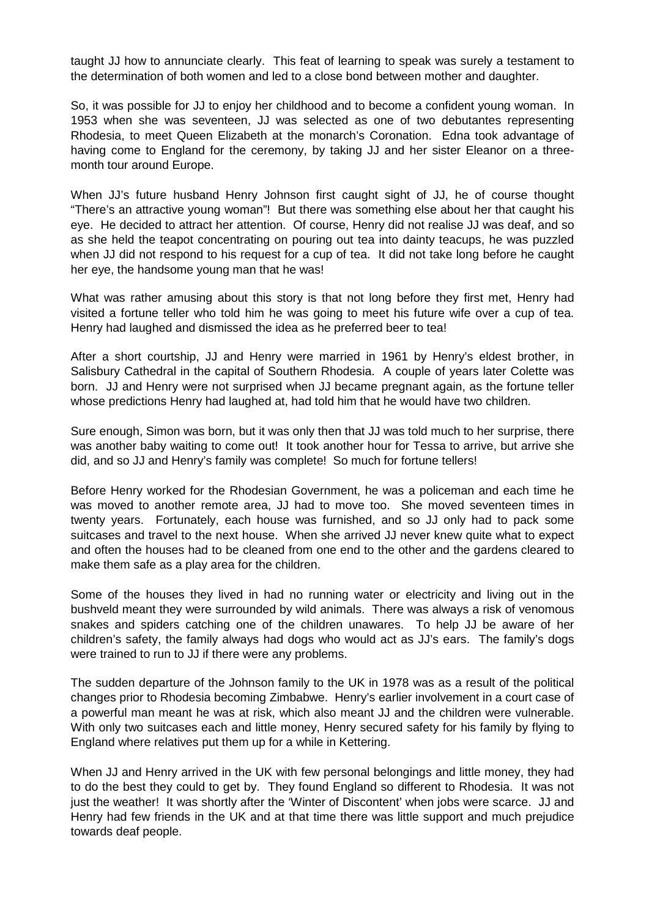taught JJ how to annunciate clearly. This feat of learning to speak was surely a testament to the determination of both women and led to a close bond between mother and daughter.

So, it was possible for JJ to enjoy her childhood and to become a confident young woman. In 1953 when she was seventeen, JJ was selected as one of two debutantes representing Rhodesia, to meet Queen Elizabeth at the monarch's Coronation. Edna took advantage of having come to England for the ceremony, by taking JJ and her sister Eleanor on a three-month tour around Europe.

When JJ's future husband Henry Johnson first caught sight of JJ, he of course thought "There's an attractive young woman"! But there was something else about her that caught his eye. He decided to attract her attention. Of course, Henry did not realise JJ was deaf, and so as she held the teapot concentrating on pouring out tea into dainty teacups, he was puzzled when JJ did not respond to his request for a cup of tea. It did not take long before he caught her eye, the handsome young man that he was!

What was rather amusing about this story is that not long before they first met, Henry had visited a fortune teller who told him he was going to meet his future wife over a cup of tea. Henry had laughed and dismissed the idea as he preferred beer to tea!

After a short courtship, JJ and Henry were married in 1961 by Henry's eldest brother, in Salisbury Cathedral in the capital of Southern Rhodesia. A couple of years later Colette was born. JJ and Henry were not surprised when JJ became pregnant again, as the fortune teller whose predictions Henry had laughed at, had told him that he would have two children.

Sure enough, Simon was born, but it was only then that JJ was told much to her surprise, there was another baby waiting to come out! It took another hour for Tessa to arrive, but arrive she did, and so JJ and Henry's family was complete! So much for fortune tellers!

Before Henry worked for the Rhodesian Government, he was a policeman and each time he was moved to another remote area, JJ had to move too. She moved seventeen times in twenty years. Fortunately, each house was furnished, and so JJ only had to pack some suitcases and travel to the next house. When she arrived JJ never knew quite what to expect and often the houses had to be cleaned from one end to the other and the gardens cleared to make them safe as a play area for the children.

Some of the houses they lived in had no running water or electricity and living out in the bushveld meant they were surrounded by wild animals. There was always a risk of venomous snakes and spiders catching one of the children unawares. To help JJ be aware of her children's safety, the family always had dogs who would act as JJ's ears. The family's dogs were trained to run to JJ if there were any problems.

The sudden departure of the Johnson family to the UK in 1978 was as a result of the political changes prior to Rhodesia becoming Zimbabwe. Henry's earlier involvement in a court case of a powerful man meant he was at risk, which also meant JJ and the children were vulnerable. With only two suitcases each and little money, Henry secured safety for his family by flying to England where relatives put them up for a while in Kettering.

When JJ and Henry arrived in the UK with few personal belongings and little money, they had to do the best they could to get by. They found England so different to Rhodesia. It was not just the weather! It was shortly after the 'Winter of Discontent' when jobs were scarce. JJ and Henry had few friends in the UK and at that time there was little support and much prejudice towards deaf people.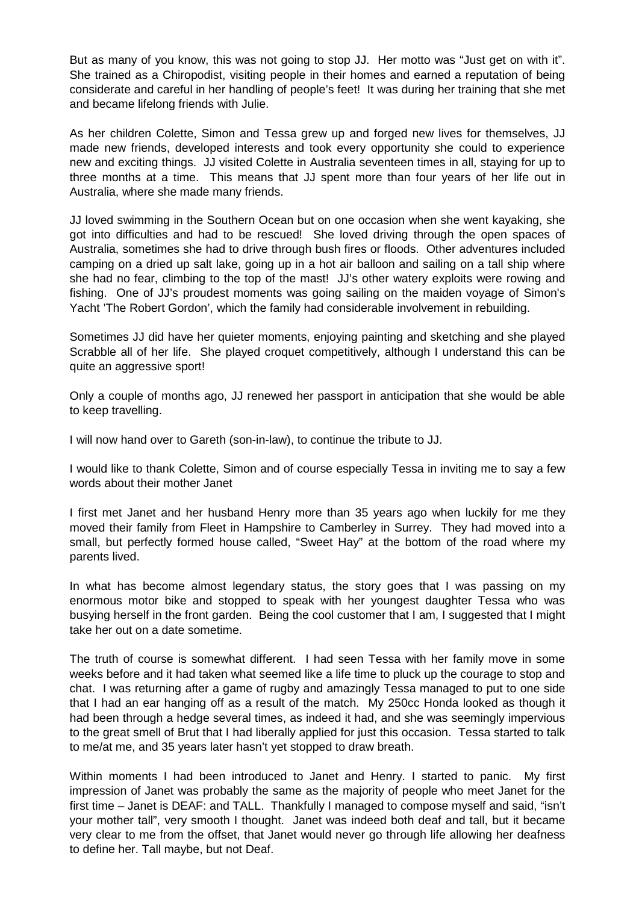But as many of you know, this was not going to stop JJ. Her motto was "Just get on with it". She trained as a Chiropodist, visiting people in their homes and earned a reputation of being considerate and careful in her handling of people's feet! It was during her training that she met and became lifelong friends with Julie.

As her children Colette, Simon and Tessa grew up and forged new lives for themselves, JJ made new friends, developed interests and took every opportunity she could to experience new and exciting things. JJ visited Colette in Australia seventeen times in all, staying for up to three months at a time. This means that JJ spent more than four years of her life out in Australia, where she made many friends.

JJ loved swimming in the Southern Ocean but on one occasion when she went kayaking, she got into difficulties and had to be rescued! She loved driving through the open spaces of Australia, sometimes she had to drive through bush fires or floods. Other adventures included camping on a dried up salt lake, going up in a hot air balloon and sailing on a tall ship where she had no fear, climbing to the top of the mast! JJ's other watery exploits were rowing and fishing. One of JJ's proudest moments was going sailing on the maiden voyage of Simon's Yacht 'The Robert Gordon', which the family had considerable involvement in rebuilding.

Sometimes JJ did have her quieter moments, enjoying painting and sketching and she played Scrabble all of her life. She played croquet competitively, although I understand this can be quite an aggressive sport!

Only a couple of months ago, JJ renewed her passport in anticipation that she would be able to keep travelling.

I will now hand over to Gareth (son-in-law), to continue the tribute to JJ.

I would like to thank Colette, Simon and of course especially Tessa in inviting me to say a few words about their mother Janet

I first met Janet and her husband Henry more than 35 years ago when luckily for me they moved their family from Fleet in Hampshire to Camberley in Surrey. They had moved into a small, but perfectly formed house called, "Sweet Hay" at the bottom of the road where my parents lived.

In what has become almost legendary status, the story goes that I was passing on my enormous motor bike and stopped to speak with her youngest daughter Tessa who was busying herself in the front garden. Being the cool customer that I am, I suggested that I might take her out on a date sometime.

The truth of course is somewhat different. I had seen Tessa with her family move in some weeks before and it had taken what seemed like a life time to pluck up the courage to stop and chat. I was returning after a game of rugby and amazingly Tessa managed to put to one side that I had an ear hanging off as a result of the match. My 250cc Honda looked as though it had been through a hedge several times, as indeed it had, and she was seemingly impervious to the great smell of Brut that I had liberally applied for just this occasion. Tessa started to talk to me/at me, and 35 years later hasn't yet stopped to draw breath.

Within moments I had been introduced to Janet and Henry. I started to panic. My first impression of Janet was probably the same as the majority of people who meet Janet for the first time – Janet is DEAF: and TALL. Thankfully I managed to compose myself and said, "isn't your mother tall", very smooth I thought. Janet was indeed both deaf and tall, but it became very clear to me from the offset, that Janet would never go through life allowing her deafness to define her. Tall maybe, but not Deaf.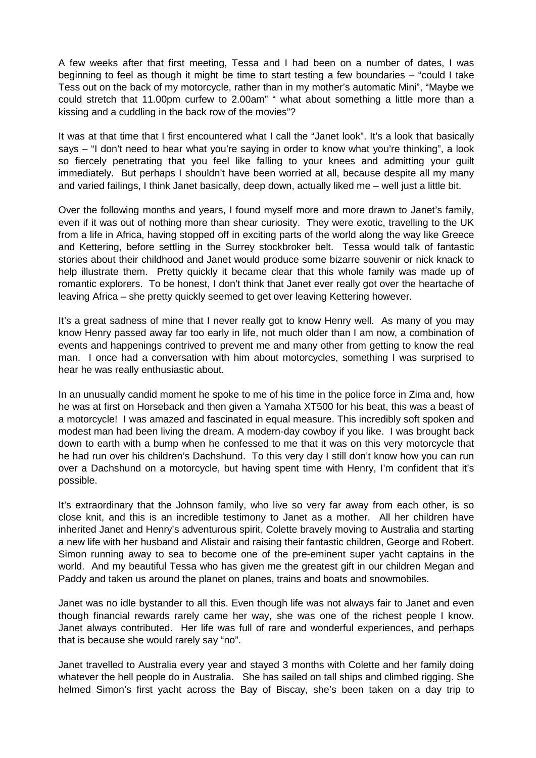A few weeks after that first meeting, Tessa and I had been on a number of dates, I was beginning to feel as though it might be time to start testing a few boundaries – "could I take Tess out on the back of my motorcycle, rather than in my mother's automatic Mini", "Maybe we could stretch that 11.00pm curfew to 2.00am" " what about something a little more than a kissing and a cuddling in the back row of the movies"?

It was at that time that I first encountered what I call the "Janet look". It's a look that basically says – "I don't need to hear what you're saying in order to know what you're thinking", a look so fiercely penetrating that you feel like falling to your knees and admitting your guilt immediately. But perhaps I shouldn't have been worried at all, because despite all my many and varied failings, I think Janet basically, deep down, actually liked me – well just a little bit.

Over the following months and years, I found myself more and more drawn to Janet's family, even if it was out of nothing more than shear curiosity. They were exotic, travelling to the UK from a life in Africa, having stopped off in exciting parts of the world along the way like Greece and Kettering, before settling in the Surrey stockbroker belt. Tessa would talk of fantastic stories about their childhood and Janet would produce some bizarre souvenir or nick knack to help illustrate them. Pretty quickly it became clear that this whole family was made up of romantic explorers. To be honest, I don't think that Janet ever really got over the heartache of leaving Africa – she pretty quickly seemed to get over leaving Kettering however.

It's a great sadness of mine that I never really got to know Henry well. As many of you may know Henry passed away far too early in life, not much older than I am now, a combination of events and happenings contrived to prevent me and many other from getting to know the real man. I once had a conversation with him about motorcycles, something I was surprised to hear he was really enthusiastic about.

In an unusually candid moment he spoke to me of his time in the police force in Zima and, how he was at first on Horseback and then given a Yamaha XT500 for his beat, this was a beast of a motorcycle! I was amazed and fascinated in equal measure. This incredibly soft spoken and modest man had been living the dream. A modern-day cowboy if you like. I was brought back down to earth with a bump when he confessed to me that it was on this very motorcycle that he had run over his children's Dachshund. To this very day I still don't know how you can run over a Dachshund on a motorcycle, but having spent time with Henry, I'm confident that it's possible.

It's extraordinary that the Johnson family, who live so very far away from each other, is so close knit, and this is an incredible testimony to Janet as a mother. All her children have inherited Janet and Henry's adventurous spirit, Colette bravely moving to Australia and starting a new life with her husband and Alistair and raising their fantastic children, George and Robert. Simon running away to sea to become one of the pre-eminent super yacht captains in the world. And my beautiful Tessa who has given me the greatest gift in our children Megan and Paddy and taken us around the planet on planes, trains and boats and snowmobiles.

Janet was no idle bystander to all this. Even though life was not always fair to Janet and even though financial rewards rarely came her way, she was one of the richest people I know. Janet always contributed. Her life was full of rare and wonderful experiences, and perhaps that is because she would rarely say "no".

Janet travelled to Australia every year and stayed 3 months with Colette and her family doing whatever the hell people do in Australia. She has sailed on tall ships and climbed rigging. She helmed Simon's first yacht across the Bay of Biscay, she's been taken on a day trip to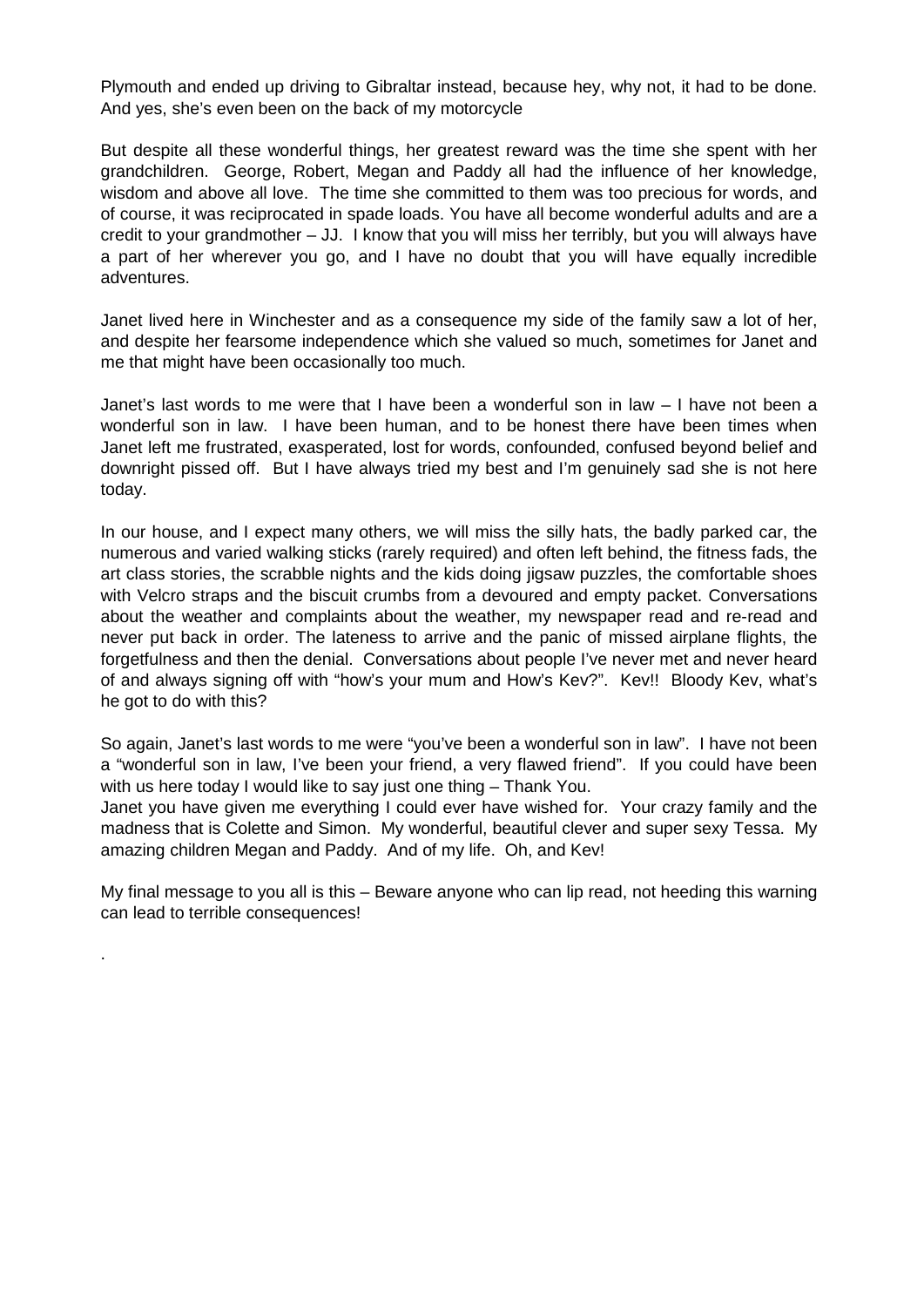Plymouth and ended up driving to Gibraltar instead, because hey, why not, it had to be done. And yes, she's even been on the back of my motorcycle

But despite all these wonderful things, her greatest reward was the time she spent with her grandchildren. George, Robert, Megan and Paddy all had the influence of her knowledge, wisdom and above all love. The time she committed to them was too precious for words, and of course, it was reciprocated in spade loads. You have all become wonderful adults and are a credit to your grandmother – JJ. I know that you will miss her terribly, but you will always have a part of her wherever you go, and I have no doubt that you will have equally incredible adventures.

Janet lived here in Winchester and as a consequence my side of the family saw a lot of her, and despite her fearsome independence which she valued so much, sometimes for Janet and me that might have been occasionally too much.

Janet's last words to me were that I have been a wonderful son in law – I have not been a wonderful son in law. I have been human, and to be honest there have been times when Janet left me frustrated, exasperated, lost for words, confounded, confused beyond belief and downright pissed off. But I have always tried my best and I'm genuinely sad she is not here today.

In our house, and I expect many others, we will miss the silly hats, the badly parked car, the numerous and varied walking sticks (rarely required) and often left behind, the fitness fads, the art class stories, the scrabble nights and the kids doing jigsaw puzzles, the comfortable shoes with Velcro straps and the biscuit crumbs from a devoured and empty packet. Conversations about the weather and complaints about the weather, my newspaper read and re-read and never put back in order. The lateness to arrive and the panic of missed airplane flights, the forgetfulness and then the denial. Conversations about people I've never met and never heard of and always signing off with "how's your mum and How's Kev?". Kev!! Bloody Kev, what's he got to do with this?

So again, Janet's last words to me were "you've been a wonderful son in law". I have not been a "wonderful son in law, I've been your friend, a very flawed friend". If you could have been with us here today I would like to say just one thing – Thank You.
Janet you have given me everything I could ever have wished for. Your crazy family and the madness that is Colette and Simon. My wonderful, beautiful clever and super sexy Tessa. My amazing children Megan and Paddy. And of my life. Oh, and Kev!

My final message to you all is this – Beware anyone who can lip read, not heeding this warning can lead to terrible consequences!

.